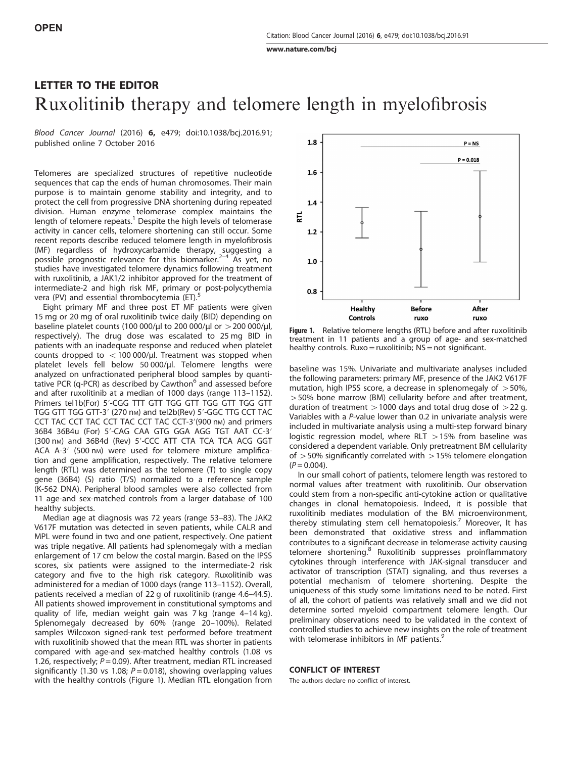**OPEN**

## LETTER TO THE EDITOR

# Ruxolitinib therapy and telomere length in myelofibrosis

*Blood Cancer Journal* (2016) **6,** e479; doi:10.1038/bcj.2016.91; published online 7 October 2016

Telomeres are specialized structures of repetitive nucleotide sequences that cap the ends of human chromosomes. Their main purpose is to maintain genome stability and integrity, and to protect the cell from progressive DNA shortening during repeated division. Human enzyme telomerase complex maintains the length of telomere repeats.[1] Despite the high levels of telomerase activity in cancer cells, telomere shortening can still occur. Some recent reports describe reduced telomere length in myelofibrosis (MF) regardless of hydroxycarbamide therapy, suggesting a possible prognostic relevance for this biomarker.[2–4] As yet, no studies have investigated telomere dynamics following treatment with ruxolitinib, a JAK1/2 inhibitor approved for the treatment of intermediate-2 and high risk MF, primary or post-polycythemia vera (PV) and essential thrombocythemia (ET).[5]

Eight primary MF and three post ET MF patients were given 15 mg or 20 mg of oral ruxolitinib twice daily (BID) depending on baseline platelet counts (100 000/μl to 200 000/μl or > 200 000/μl, respectively). The drug dose was escalated to 25 mg BID in patients with an inadequate response and reduced when platelet counts dropped to < 100 000/μl. Treatment was stopped when platelet levels fell below 50 000/μl. Telomere lengths were analyzed on unfractionated peripheral blood samples by quantitative PCR (q-PCR) as described by Cawthon[6] and assessed before and after ruxolitinib at a median of 1000 days (range 113–1152). Primers tel1b(For) 5′-CGG TTT GTT TGG GTT TGG GTT TGG GTT TGG GTT TGG GTT-3′ (270 nM) and tel2b(Rev) 5′-GGC TTG CCT TAC CCT TAC CCT TAC CCT TAC CCT TAC CCT-3′(900 nM) and primers 36B4 36B4u (For) 5′-CAG CAA GTG GGA AGG TGT AAT CC-3′ (300 nM) and 36B4d (Rev) 5′-CCC ATT CTA TCA TCA ACG GGT ACA A-3′ (500 nM) were used for telomere mixture amplification and gene amplification, respectively. The relative telomere length (RTL) was determined as the telomere (T) to single copy gene (36B4) (S) ratio (T/S) normalized to a reference sample (K-562 DNA). Peripheral blood samples were also collected from 11 age-and sex-matched controls from a larger database of 100 healthy subjects.

Median age at diagnosis was 72 years (range 53–83). The JAK2 V617F mutation was detected in seven patients, while CALR and MPL were found in two and one patient, respectively. One patient was triple negative. All patients had splenomegaly with a median enlargement of 17 cm below the costal margin. Based on the IPSS scores, six patients were assigned to the intermediate-2 risk category and five to the high risk category. Ruxolitinib was administered for a median of 1000 days (range 113–1152). Overall, patients received a median of 22 g of ruxolitinib (range 4.6–44.5). All patients showed improvement in constitutional symptoms and quality of life, median weight gain was 7 kg (range 4–14 kg). Splenomegaly decreased by 60% (range 20–100%). Related samples Wilcoxon signed-rank test performed before treatment with ruxolitinib showed that the mean RTL was shorter in patients compared with age-and sex-matched healthy controls (1.08 vs 1.26, respectively; $P = 0.09$). After treatment, median RTL increased significantly (1.30 vs 1.08; $P = 0.018$), showing overlapping values with the healthy controls (Figure 1). Median RTL elongation from baseline was 15%. Univariate and multivariate analyses included the following parameters: primary MF, presence of the JAK2 V617F mutation, high IPSS score, a decrease in splenomegaly of > 50%, > 50% bone marrow (BM) cellularity before and after treatment, duration of treatment > 1000 days and total drug dose of > 22 g. Variables with a *P*-value lower than 0.2 in univariate analysis were included in multivariate analysis using a multi-step forward binary logistic regression model, where RLT > 15% from baseline was considered a dependent variable. Only pretreatment BM cellularity of > 50% significantly correlated with > 15% telomere elongation ($P = 0.004$).

**Figure 1.** Relative telomere lengths (RTL) before and after ruxolitinib treatment in 11 patients and a group of age- and sex-matched healthy controls. Ruxo = ruxolitinib; NS = not significant.

In our small cohort of patients, telomere length was restored to normal values after treatment with ruxolitinib. Our observation could stem from a non-specific anti-cytokine action or qualitative changes in clonal hematopoiesis. Indeed, it is possible that ruxolitinib mediates modulation of the BM microenvironment, thereby stimulating stem cell hematopoiesis.[7] Moreover, It has been demonstrated that oxidative stress and inflammation contributes to a significant decrease in telomerase activity causing telomere shortening.[8] Ruxolitinib suppresses proinflammatory cytokines through interference with JAK-signal transducer and activator of transcription (STAT) signaling, and thus reverses a potential mechanism of telomere shortening. Despite the uniqueness of this study some limitations need to be noted. First of all, the cohort of patients was relatively small and we did not determine sorted myeloid compartment telomere length. Our preliminary observations need to be validated in the context of controlled studies to achieve new insights on the role of treatment with telomerase inhibitors in MF patients.[9]

## CONFLICT OF INTEREST

The authors declare no conflict of interest.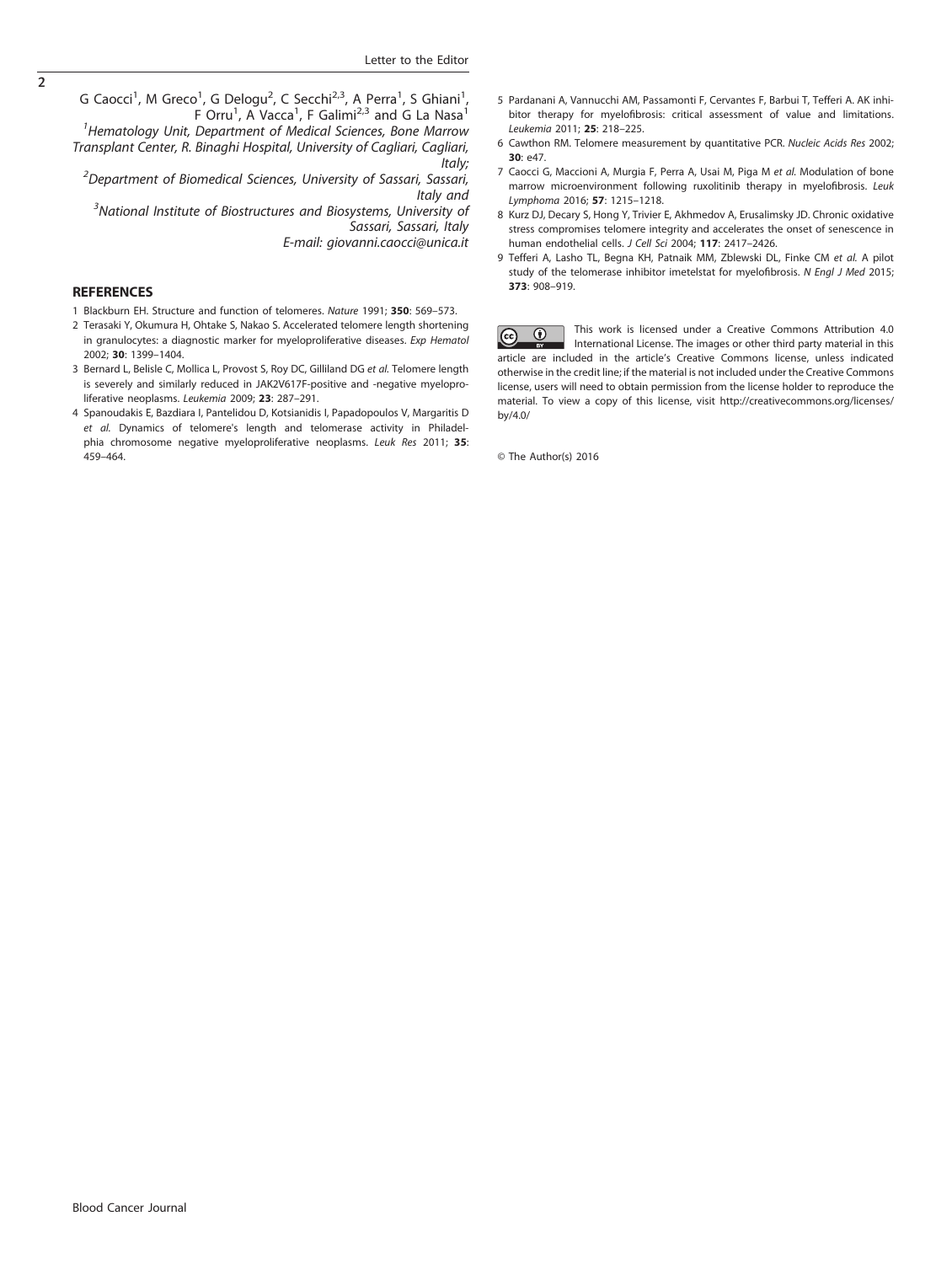G Caocci[1], M Greco[1], G Delogu[2], C Secchi[2,3], A Perra[1], S Ghiani[1], F Orru[1], A Vacca[1], F Galimi[2,3] and G La Nasa[1]

[1]*Hematology Unit, Department of Medical Sciences, Bone Marrow Transplant Center, R. Binaghi Hospital, University of Cagliari, Cagliari, Italy;*

[2]*Department of Biomedical Sciences, University of Sassari, Sassari, Italy and*

[3]*National Institute of Biostructures and Biosystems, University of Sassari, Sassari, Italy*

*E-mail: giovanni.caocci@unica.it*

## REFERENCES

1 Blackburn EH. Structure and function of telomeres. *Nature* 1991; **350**: 569–573.

2 Terasaki Y, Okumura H, Ohtake S, Nakao S. Accelerated telomere length shortening in granulocytes: a diagnostic marker for myeloproliferative diseases. *Exp Hematol* 2002; **30**: 1399–1404.

3 Bernard L, Belisle C, Mollica L, Provost S, Roy DC, Gilliland DG *et al.* Telomere length is severely and similarly reduced in JAK2V617F-positive and -negative myeloproliferative neoplasms. *Leukemia* 2009; **23**: 287–291.

4 Spanoudakis E, Bazdiara I, Pantelidou D, Kotsianidis I, Papadopoulos V, Margaritis D *et al.* Dynamics of telomere's length and telomerase activity in Philadelphia chromosome negative myeloproliferative neoplasms. *Leuk Res* 2011; **35**: 459–464.

5 Pardanani A, Vannucchi AM, Passamonti F, Cervantes F, Barbui T, Tefferi A. AK inhibitor therapy for myelofibrosis: critical assessment of value and limitations. *Leukemia* 2011; **25**: 218–225.

6 Cawthon RM. Telomere measurement by quantitative PCR. *Nucleic Acids Res* 2002; **30**: e47.

7 Caocci G, Maccioni A, Murgia F, Perra A, Usai M, Piga M *et al.* Modulation of bone marrow microenvironment following ruxolitinib therapy in myelofibrosis. *Leuk Lymphoma* 2016; **57**: 1215–1218.

8 Kurz DJ, Decary S, Hong Y, Trivier E, Akhmedov A, Erusalimsky JD. Chronic oxidative stress compromises telomere integrity and accelerates the onset of senescence in human endothelial cells. *J Cell Sci* 2004; **117**: 2417–2426.

9 Tefferi A, Lasho TL, Begna KH, Patnaik MM, Zblewski DL, Finke CM *et al.* A pilot study of the telomerase inhibitor imetelstat for myelofibrosis. *N Engl J Med* 2015; **373**: 908–919.

This work is licensed under a Creative Commons Attribution 4.0 International License. The images or other third party material in this article are included in the article's Creative Commons license, unless indicated otherwise in the credit line; if the material is not included under the Creative Commons license, users will need to obtain permission from the license holder to reproduce the material. To view a copy of this license, visit http://creativecommons.org/licenses/by/4.0/

© The Author(s) 2016